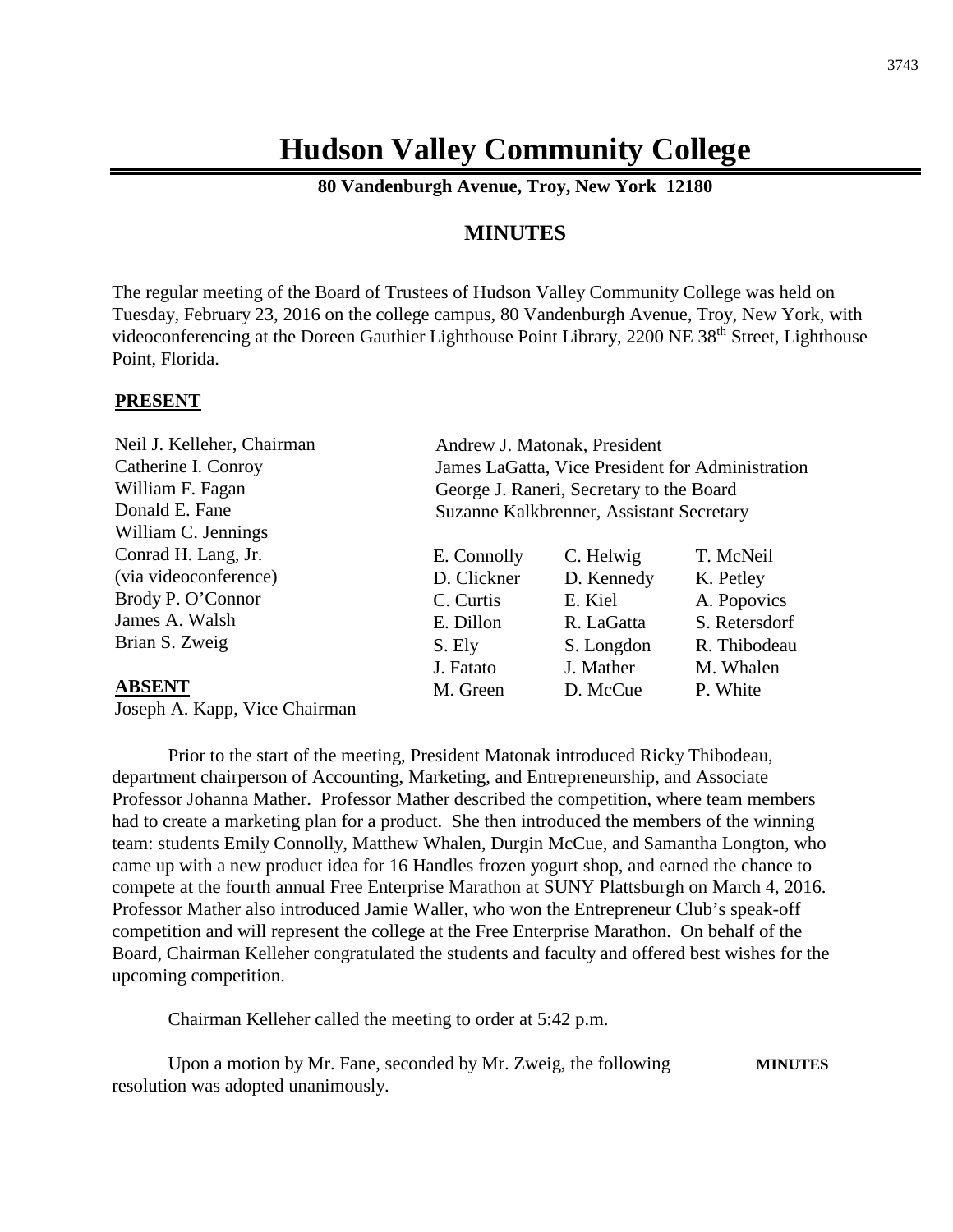# Hudson Valley Community College

**80 Vandenburgh Avenue, Troy, New York 12180**

## MINUTES

The regular meeting of the Board of Trustees of Hudson Valley Community College was held on Tuesday, February 23, 2016 on the college campus, 80 Vandenburgh Avenue, Troy, New York, with videoconferencing at the Doreen Gauthier Lighthouse Point Library, 2200 NE 38th Street, Lighthouse Point, Florida.

**PRESENT**

Neil J. Kelleher, Chairman
Catherine I. Conroy
William F. Fagan
Donald E. Fane
William C. Jennings
Conrad H. Lang, Jr. (via videoconference)
Brody P. O'Connor
James A. Walsh
Brian S. Zweig

Andrew J. Matonak, President
James LaGatta, Vice President for Administration
George J. Raneri, Secretary to the Board
Suzanne Kalkbrenner, Assistant Secretary

| | | |
|---|---|---|
| E. Connolly | C. Helwig | T. McNeil |
| D. Clickner | D. Kennedy | K. Petley |
| C. Curtis | E. Kiel | A. Popovics |
| E. Dillon | R. LaGatta | S. Retersdorf |
| S. Ely | S. Longdon | R. Thibodeau |
| J. Fatato | J. Mather | M. Whalen |
| M. Green | D. McCue | P. White |

**ABSENT**

Joseph A. Kapp, Vice Chairman

Prior to the start of the meeting, President Matonak introduced Ricky Thibodeau, department chairperson of Accounting, Marketing, and Entrepreneurship, and Associate Professor Johanna Mather. Professor Mather described the competition, where team members had to create a marketing plan for a product. She then introduced the members of the winning team: students Emily Connolly, Matthew Whalen, Durgin McCue, and Samantha Longton, who came up with a new product idea for 16 Handles frozen yogurt shop, and earned the chance to compete at the fourth annual Free Enterprise Marathon at SUNY Plattsburgh on March 4, 2016. Professor Mather also introduced Jamie Waller, who won the Entrepreneur Club's speak-off competition and will represent the college at the Free Enterprise Marathon. On behalf of the Board, Chairman Kelleher congratulated the students and faculty and offered best wishes for the upcoming competition.

Chairman Kelleher called the meeting to order at 5:42 p.m.

Upon a motion by Mr. Fane, seconded by Mr. Zweig, the following resolution was adopted unanimously. **MINUTES**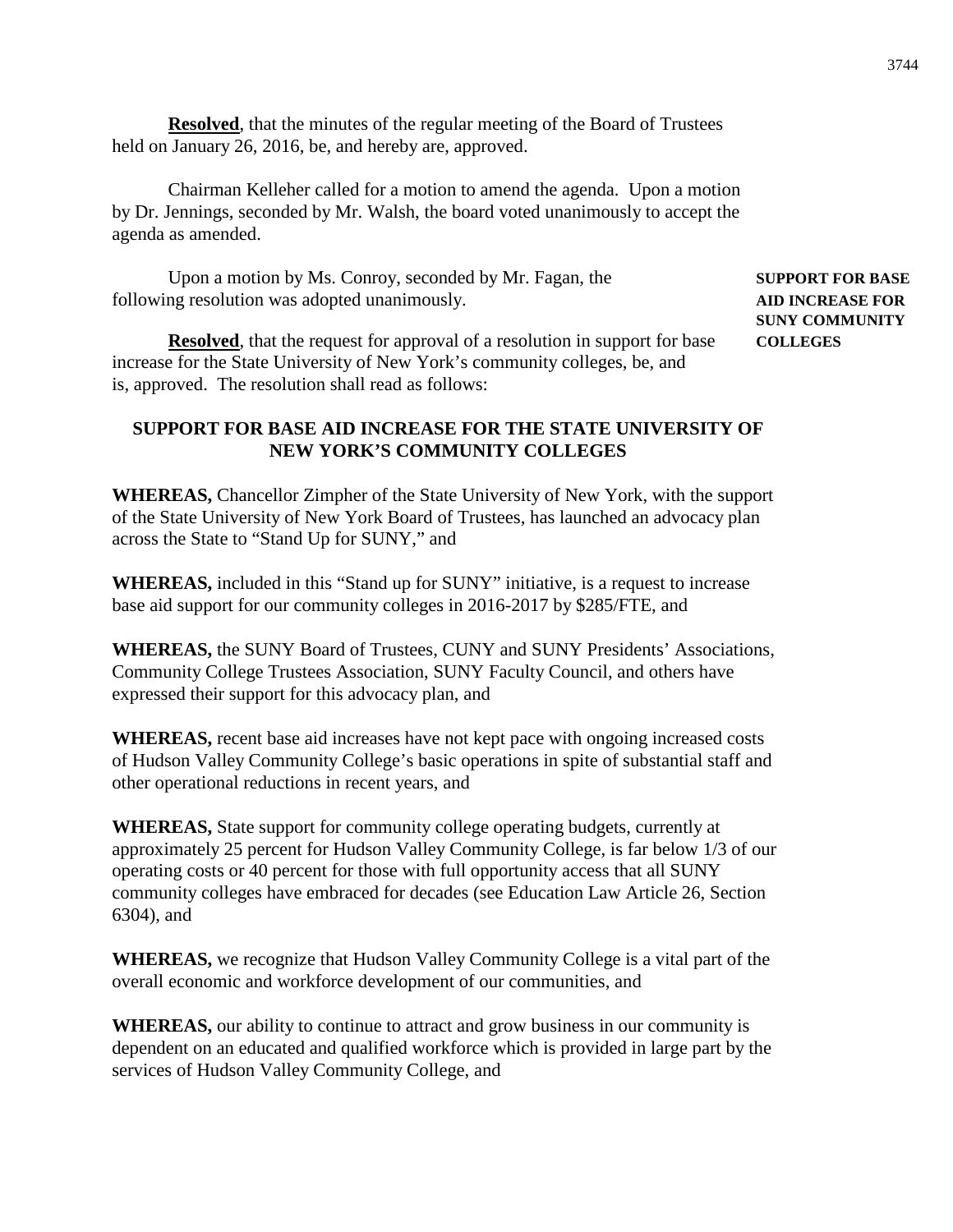**Resolved**, that the minutes of the regular meeting of the Board of Trustees held on January 26, 2016, be, and hereby are, approved.

Chairman Kelleher called for a motion to amend the agenda. Upon a motion by Dr. Jennings, seconded by Mr. Walsh, the board voted unanimously to accept the agenda as amended.

**SUPPORT FOR BASE AID INCREASE FOR SUNY COMMUNITY COLLEGES**

Upon a motion by Ms. Conroy, seconded by Mr. Fagan, the following resolution was adopted unanimously.

**Resolved**, that the request for approval of a resolution in support for base increase for the State University of New York's community colleges, be, and is, approved. The resolution shall read as follows:

**SUPPORT FOR BASE AID INCREASE FOR THE STATE UNIVERSITY OF NEW YORK'S COMMUNITY COLLEGES**

**WHEREAS,** Chancellor Zimpher of the State University of New York, with the support of the State University of New York Board of Trustees, has launched an advocacy plan across the State to "Stand Up for SUNY," and

**WHEREAS,** included in this "Stand up for SUNY" initiative, is a request to increase base aid support for our community colleges in 2016-2017 by $285/FTE, and

**WHEREAS,** the SUNY Board of Trustees, CUNY and SUNY Presidents' Associations, Community College Trustees Association, SUNY Faculty Council, and others have expressed their support for this advocacy plan, and

**WHEREAS,** recent base aid increases have not kept pace with ongoing increased costs of Hudson Valley Community College's basic operations in spite of substantial staff and other operational reductions in recent years, and

**WHEREAS,** State support for community college operating budgets, currently at approximately 25 percent for Hudson Valley Community College, is far below 1/3 of our operating costs or 40 percent for those with full opportunity access that all SUNY community colleges have embraced for decades (see Education Law Article 26, Section 6304), and

**WHEREAS,** we recognize that Hudson Valley Community College is a vital part of the overall economic and workforce development of our communities, and

**WHEREAS,** our ability to continue to attract and grow business in our community is dependent on an educated and qualified workforce which is provided in large part by the services of Hudson Valley Community College, and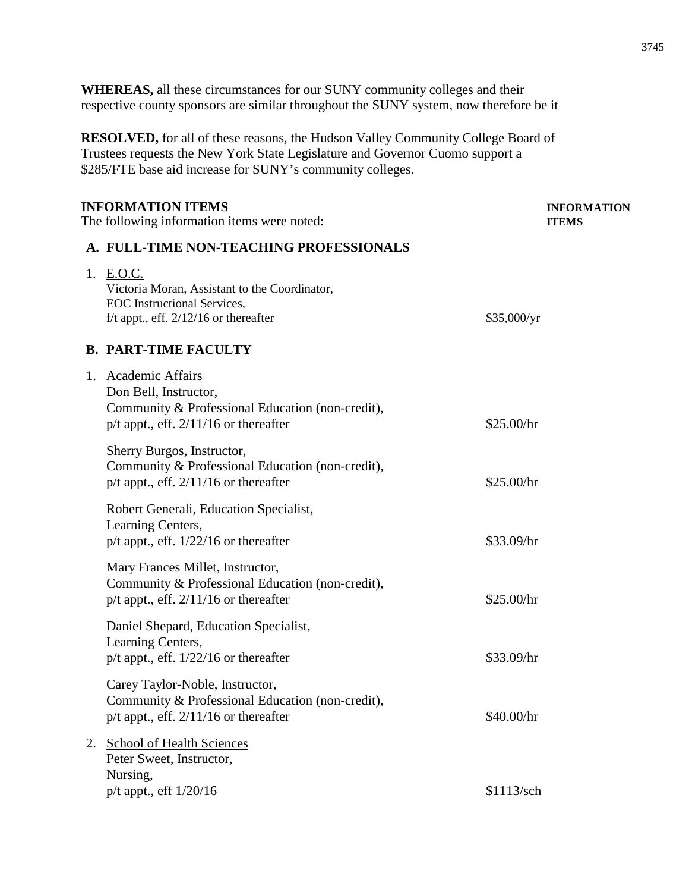**WHEREAS,** all these circumstances for our SUNY community colleges and their respective county sponsors are similar throughout the SUNY system, now therefore be it

**RESOLVED,** for all of these reasons, the Hudson Valley Community College Board of Trustees requests the New York State Legislature and Governor Cuomo support a $285/FTE base aid increase for SUNY's community colleges.

**INFORMATION ITEMS** **INFORMATION ITEMS**

The following information items were noted:

**A. FULL-TIME NON-TEACHING PROFESSIONALS**

1. E.O.C.
   Victoria Moran, Assistant to the Coordinator,
   EOC Instructional Services,
   f/t appt., eff. 2/12/16 or thereafter $35,000/yr

**B. PART-TIME FACULTY**

1. Academic Affairs
   Don Bell, Instructor,
   Community & Professional Education (non-credit),
   p/t appt., eff. 2/11/16 or thereafter $25.00/hr

   Sherry Burgos, Instructor,
   Community & Professional Education (non-credit),
   p/t appt., eff. 2/11/16 or thereafter $25.00/hr

   Robert Generali, Education Specialist,
   Learning Centers,
   p/t appt., eff. 1/22/16 or thereafter $33.09/hr

   Mary Frances Millet, Instructor,
   Community & Professional Education (non-credit),
   p/t appt., eff. 2/11/16 or thereafter $25.00/hr

   Daniel Shepard, Education Specialist,
   Learning Centers,
   p/t appt., eff. 1/22/16 or thereafter $33.09/hr

   Carey Taylor-Noble, Instructor,
   Community & Professional Education (non-credit),
   p/t appt., eff. 2/11/16 or thereafter $40.00/hr

2. School of Health Sciences
   Peter Sweet, Instructor,
   Nursing,
   p/t appt., eff 1/20/16 $1113/sch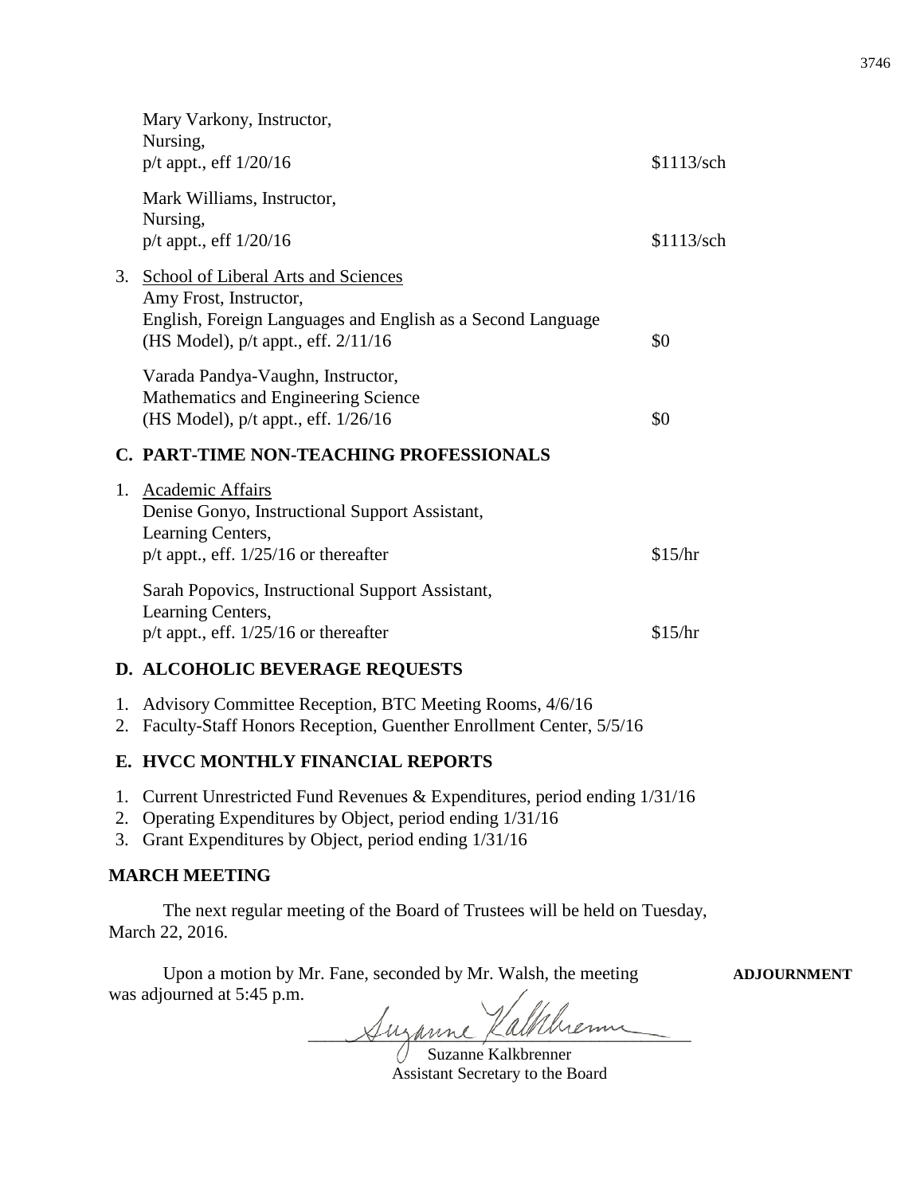Mary Varkony, Instructor,
Nursing,
p/t appt., eff 1/20/16 — $1113/sch

Mark Williams, Instructor,
Nursing,
p/t appt., eff 1/20/16 — $1113/sch

3. School of Liberal Arts and Sciences

   Amy Frost, Instructor,
   English, Foreign Languages and English as a Second Language
   (HS Model), p/t appt., eff. 2/11/16 — $0

   Varada Pandya-Vaughn, Instructor,
   Mathematics and Engineering Science
   (HS Model), p/t appt., eff. 1/26/16 — $0

### C. PART-TIME NON-TEACHING PROFESSIONALS

1. Academic Affairs

   Denise Gonyo, Instructional Support Assistant,
   Learning Centers,
   p/t appt., eff. 1/25/16 or thereafter — $15/hr

   Sarah Popovics, Instructional Support Assistant,
   Learning Centers,
   p/t appt., eff. 1/25/16 or thereafter — $15/hr

### D. ALCOHOLIC BEVERAGE REQUESTS

1. Advisory Committee Reception, BTC Meeting Rooms, 4/6/16
2. Faculty-Staff Honors Reception, Guenther Enrollment Center, 5/5/16

### E. HVCC MONTHLY FINANCIAL REPORTS

1. Current Unrestricted Fund Revenues & Expenditures, period ending 1/31/16
2. Operating Expenditures by Object, period ending 1/31/16
3. Grant Expenditures by Object, period ending 1/31/16

### MARCH MEETING

The next regular meeting of the Board of Trustees will be held on Tuesday, March 22, 2016.

**ADJOURNMENT**

Upon a motion by Mr. Fane, seconded by Mr. Walsh, the meeting was adjourned at 5:45 p.m.

Suzanne Kalkbrenner
Assistant Secretary to the Board